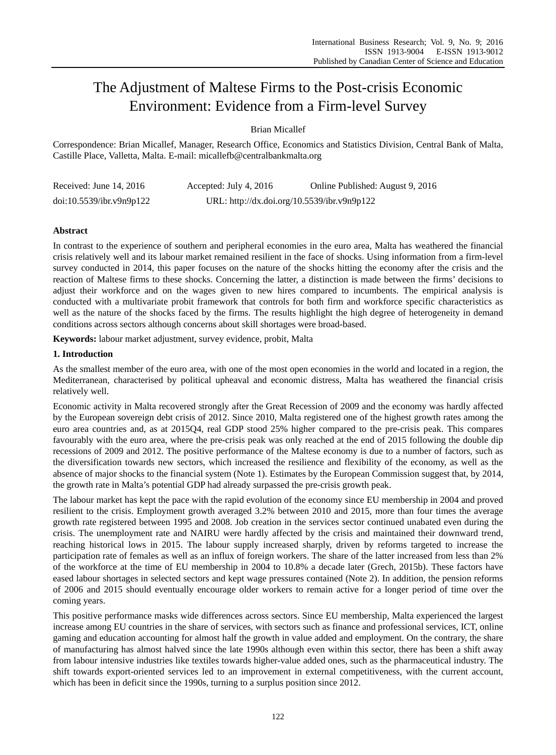# The Adjustment of Maltese Firms to the Post-crisis Economic Environment: Evidence from a Firm-level Survey

Brian Micallef

Correspondence: Brian Micallef, Manager, Research Office, Economics and Statistics Division, Central Bank of Malta, Castille Place, Valletta, Malta. E-mail: micallefb@centralbankmalta.org

Received: June 14, 2016    Accepted: July 4, 2016    Online Published: August 9, 2016

doi:10.5539/ibr.v9n9p122    URL: http://dx.doi.org/10.5539/ibr.v9n9p122

**Abstract**

In contrast to the experience of southern and peripheral economies in the euro area, Malta has weathered the financial crisis relatively well and its labour market remained resilient in the face of shocks. Using information from a firm-level survey conducted in 2014, this paper focuses on the nature of the shocks hitting the economy after the crisis and the reaction of Maltese firms to these shocks. Concerning the latter, a distinction is made between the firms' decisions to adjust their workforce and on the wages given to new hires compared to incumbents. The empirical analysis is conducted with a multivariate probit framework that controls for both firm and workforce specific characteristics as well as the nature of the shocks faced by the firms. The results highlight the high degree of heterogeneity in demand conditions across sectors although concerns about skill shortages were broad-based.

**Keywords:** labour market adjustment, survey evidence, probit, Malta

## 1. Introduction

As the smallest member of the euro area, with one of the most open economies in the world and located in a region, the Mediterranean, characterised by political upheaval and economic distress, Malta has weathered the financial crisis relatively well.

Economic activity in Malta recovered strongly after the Great Recession of 2009 and the economy was hardly affected by the European sovereign debt crisis of 2012. Since 2010, Malta registered one of the highest growth rates among the euro area countries and, as at 2015Q4, real GDP stood 25% higher compared to the pre-crisis peak. This compares favourably with the euro area, where the pre-crisis peak was only reached at the end of 2015 following the double dip recessions of 2009 and 2012. The positive performance of the Maltese economy is due to a number of factors, such as the diversification towards new sectors, which increased the resilience and flexibility of the economy, as well as the absence of major shocks to the financial system (Note 1). Estimates by the European Commission suggest that, by 2014, the growth rate in Malta's potential GDP had already surpassed the pre-crisis growth peak.

The labour market has kept the pace with the rapid evolution of the economy since EU membership in 2004 and proved resilient to the crisis. Employment growth averaged 3.2% between 2010 and 2015, more than four times the average growth rate registered between 1995 and 2008. Job creation in the services sector continued unabated even during the crisis. The unemployment rate and NAIRU were hardly affected by the crisis and maintained their downward trend, reaching historical lows in 2015. The labour supply increased sharply, driven by reforms targeted to increase the participation rate of females as well as an influx of foreign workers. The share of the latter increased from less than 2% of the workforce at the time of EU membership in 2004 to 10.8% a decade later (Grech, 2015b). These factors have eased labour shortages in selected sectors and kept wage pressures contained (Note 2). In addition, the pension reforms of 2006 and 2015 should eventually encourage older workers to remain active for a longer period of time over the coming years.

This positive performance masks wide differences across sectors. Since EU membership, Malta experienced the largest increase among EU countries in the share of services, with sectors such as finance and professional services, ICT, online gaming and education accounting for almost half the growth in value added and employment. On the contrary, the share of manufacturing has almost halved since the late 1990s although even within this sector, there has been a shift away from labour intensive industries like textiles towards higher-value added ones, such as the pharmaceutical industry. The shift towards export-oriented services led to an improvement in external competitiveness, with the current account, which has been in deficit since the 1990s, turning to a surplus position since 2012.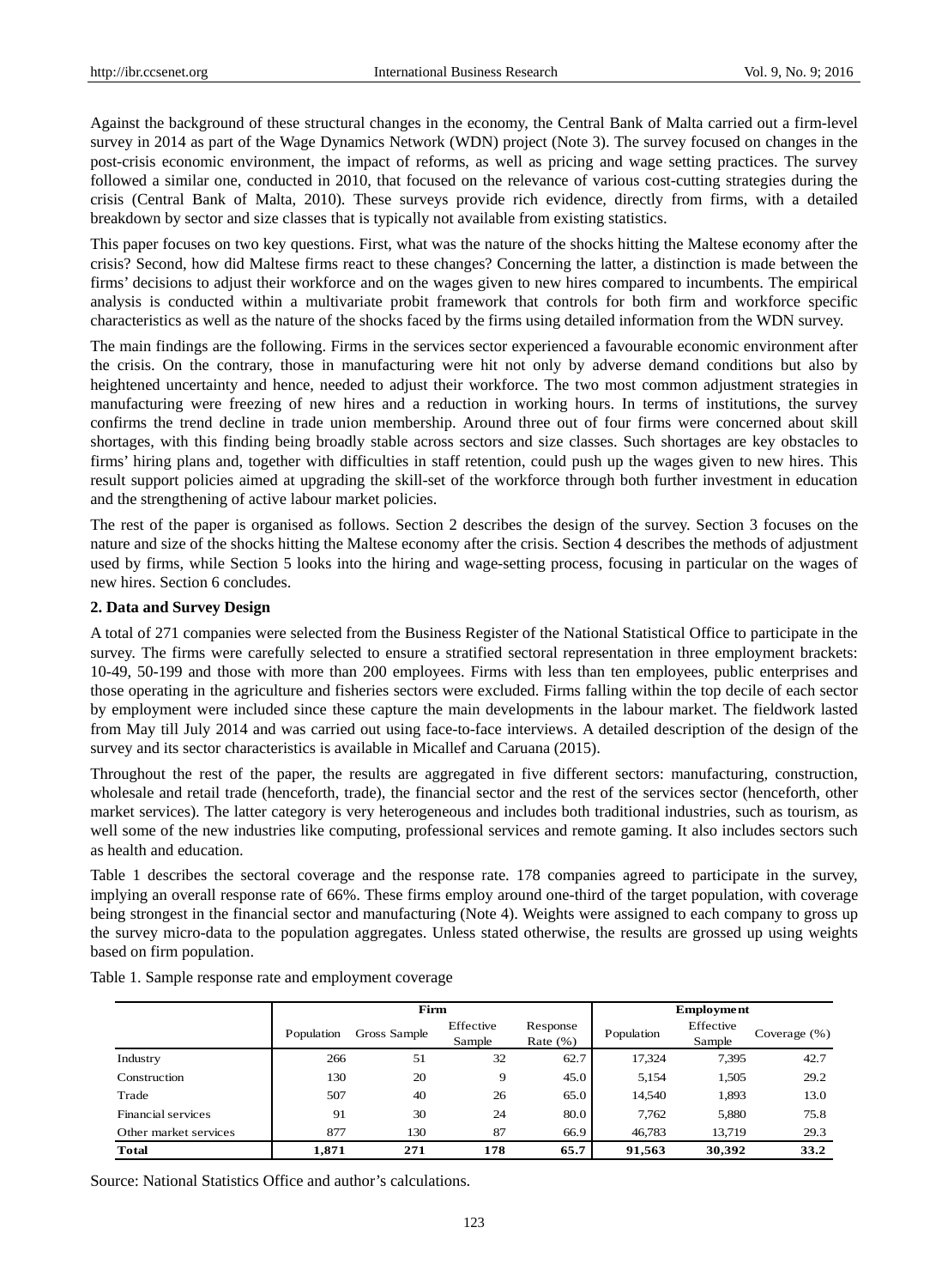Against the background of these structural changes in the economy, the Central Bank of Malta carried out a firm-level survey in 2014 as part of the Wage Dynamics Network (WDN) project (Note 3). The survey focused on changes in the post-crisis economic environment, the impact of reforms, as well as pricing and wage setting practices. The survey followed a similar one, conducted in 2010, that focused on the relevance of various cost-cutting strategies during the crisis (Central Bank of Malta, 2010). These surveys provide rich evidence, directly from firms, with a detailed breakdown by sector and size classes that is typically not available from existing statistics.

This paper focuses on two key questions. First, what was the nature of the shocks hitting the Maltese economy after the crisis? Second, how did Maltese firms react to these changes? Concerning the latter, a distinction is made between the firms' decisions to adjust their workforce and on the wages given to new hires compared to incumbents. The empirical analysis is conducted within a multivariate probit framework that controls for both firm and workforce specific characteristics as well as the nature of the shocks faced by the firms using detailed information from the WDN survey.

The main findings are the following. Firms in the services sector experienced a favourable economic environment after the crisis. On the contrary, those in manufacturing were hit not only by adverse demand conditions but also by heightened uncertainty and hence, needed to adjust their workforce. The two most common adjustment strategies in manufacturing were freezing of new hires and a reduction in working hours. In terms of institutions, the survey confirms the trend decline in trade union membership. Around three out of four firms were concerned about skill shortages, with this finding being broadly stable across sectors and size classes. Such shortages are key obstacles to firms' hiring plans and, together with difficulties in staff retention, could push up the wages given to new hires. This result support policies aimed at upgrading the skill-set of the workforce through both further investment in education and the strengthening of active labour market policies.

The rest of the paper is organised as follows. Section 2 describes the design of the survey. Section 3 focuses on the nature and size of the shocks hitting the Maltese economy after the crisis. Section 4 describes the methods of adjustment used by firms, while Section 5 looks into the hiring and wage-setting process, focusing in particular on the wages of new hires. Section 6 concludes.

## 2. Data and Survey Design

A total of 271 companies were selected from the Business Register of the National Statistical Office to participate in the survey. The firms were carefully selected to ensure a stratified sectoral representation in three employment brackets: 10-49, 50-199 and those with more than 200 employees. Firms with less than ten employees, public enterprises and those operating in the agriculture and fisheries sectors were excluded. Firms falling within the top decile of each sector by employment were included since these capture the main developments in the labour market. The fieldwork lasted from May till July 2014 and was carried out using face-to-face interviews. A detailed description of the design of the survey and its sector characteristics is available in Micallef and Caruana (2015).

Throughout the rest of the paper, the results are aggregated in five different sectors: manufacturing, construction, wholesale and retail trade (henceforth, trade), the financial sector and the rest of the services sector (henceforth, other market services). The latter category is very heterogeneous and includes both traditional industries, such as tourism, as well some of the new industries like computing, professional services and remote gaming. It also includes sectors such as health and education.

Table 1 describes the sectoral coverage and the response rate. 178 companies agreed to participate in the survey, implying an overall response rate of 66%. These firms employ around one-third of the target population, with coverage being strongest in the financial sector and manufacturing (Note 4). Weights were assigned to each company to gross up the survey micro-data to the population aggregates. Unless stated otherwise, the results are grossed up using weights based on firm population.

Table 1. Sample response rate and employment coverage

| | Firm | | | | Employment | | |
|---|---|---|---|---|---|---|---|
| | Population | Gross Sample | Effective Sample | Response Rate (%) | Population | Effective Sample | Coverage (%) |
| Industry | 266 | 51 | 32 | 62.7 | 17,324 | 7,395 | 42.7 |
| Construction | 130 | 20 | 9 | 45.0 | 5,154 | 1,505 | 29.2 |
| Trade | 507 | 40 | 26 | 65.0 | 14,540 | 1,893 | 13.0 |
| Financial services | 91 | 30 | 24 | 80.0 | 7,762 | 5,880 | 75.8 |
| Other market services | 877 | 130 | 87 | 66.9 | 46,783 | 13,719 | 29.3 |
| **Total** | **1,871** | **271** | **178** | **65.7** | **91,563** | **30,392** | **33.2** |

Source: National Statistics Office and author's calculations.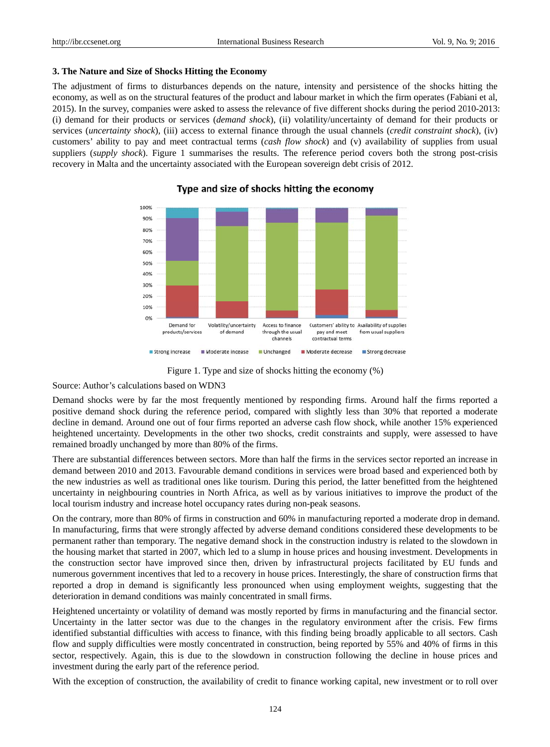### 3. The Nature and Size of Shocks Hitting the Economy

The adjustment of firms to disturbances depends on the nature, intensity and persistence of the shocks hitting the economy, as well as on the structural features of the product and labour market in which the firm operates (Fabiani et al, 2015). In the survey, companies were asked to assess the relevance of five different shocks during the period 2010-2013: (i) demand for their products or services (*demand shock*), (ii) volatility/uncertainty of demand for their products or services (*uncertainty shock*), (iii) access to external finance through the usual channels (*credit constraint shock*), (iv) customers' ability to pay and meet contractual terms (*cash flow shock*) and (v) availability of supplies from usual suppliers (*supply shock*). Figure 1 summarises the results. The reference period covers both the strong post-crisis recovery in Malta and the uncertainty associated with the European sovereign debt crisis of 2012.

Figure 1. Type and size of shocks hitting the economy (%)

Source: Author's calculations based on WDN3

Demand shocks were by far the most frequently mentioned by responding firms. Around half the firms reported a positive demand shock during the reference period, compared with slightly less than 30% that reported a moderate decline in demand. Around one out of four firms reported an adverse cash flow shock, while another 15% experienced heightened uncertainty. Developments in the other two shocks, credit constraints and supply, were assessed to have remained broadly unchanged by more than 80% of the firms.

There are substantial differences between sectors. More than half the firms in the services sector reported an increase in demand between 2010 and 2013. Favourable demand conditions in services were broad based and experienced both by the new industries as well as traditional ones like tourism. During this period, the latter benefitted from the heightened uncertainty in neighbouring countries in North Africa, as well as by various initiatives to improve the product of the local tourism industry and increase hotel occupancy rates during non-peak seasons.

On the contrary, more than 80% of firms in construction and 60% in manufacturing reported a moderate drop in demand. In manufacturing, firms that were strongly affected by adverse demand conditions considered these developments to be permanent rather than temporary. The negative demand shock in the construction industry is related to the slowdown in the housing market that started in 2007, which led to a slump in house prices and housing investment. Developments in the construction sector have improved since then, driven by infrastructural projects facilitated by EU funds and numerous government incentives that led to a recovery in house prices. Interestingly, the share of construction firms that reported a drop in demand is significantly less pronounced when using employment weights, suggesting that the deterioration in demand conditions was mainly concentrated in small firms.

Heightened uncertainty or volatility of demand was mostly reported by firms in manufacturing and the financial sector. Uncertainty in the latter sector was due to the changes in the regulatory environment after the crisis. Few firms identified substantial difficulties with access to finance, with this finding being broadly applicable to all sectors. Cash flow and supply difficulties were mostly concentrated in construction, being reported by 55% and 40% of firms in this sector, respectively. Again, this is due to the slowdown in construction following the decline in house prices and investment during the early part of the reference period.

With the exception of construction, the availability of credit to finance working capital, new investment or to roll over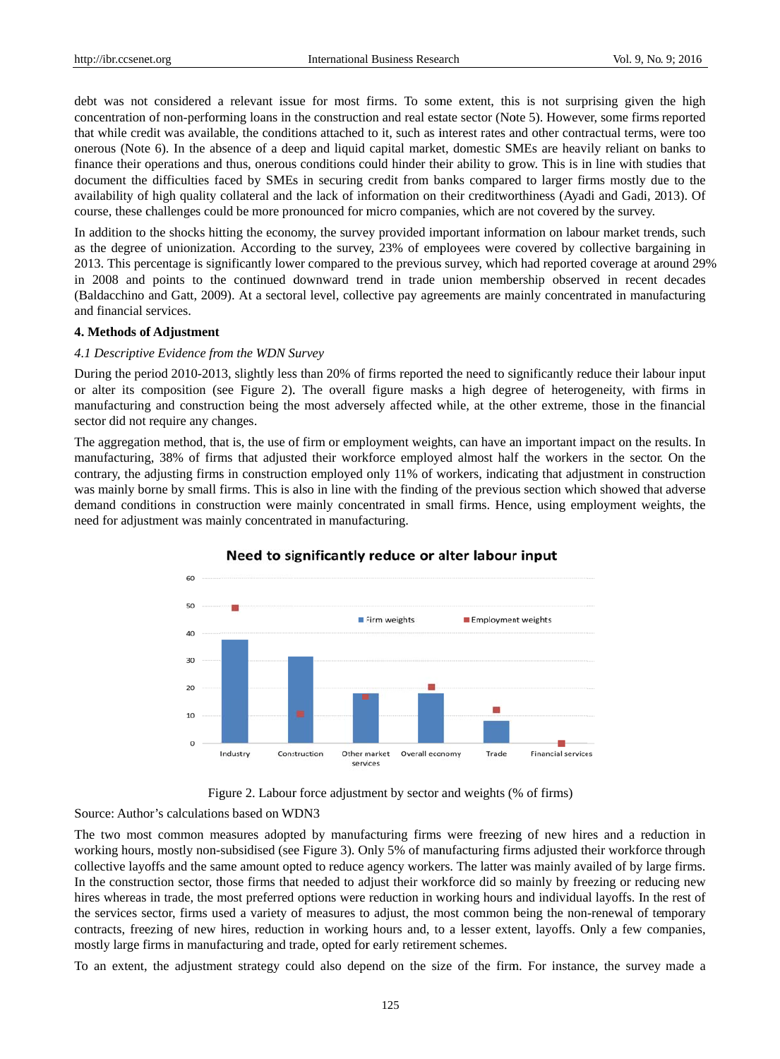debt was not considered a relevant issue for most firms. To some extent, this is not surprising given the high concentration of non-performing loans in the construction and real estate sector (Note 5). However, some firms reported that while credit was available, the conditions attached to it, such as interest rates and other contractual terms, were too onerous (Note 6). In the absence of a deep and liquid capital market, domestic SMEs are heavily reliant on banks to finance their operations and thus, onerous conditions could hinder their ability to grow. This is in line with studies that document the difficulties faced by SMEs in securing credit from banks compared to larger firms mostly due to the availability of high quality collateral and the lack of information on their creditworthiness (Ayadi and Gadi, 2013). Of course, these challenges could be more pronounced for micro companies, which are not covered by the survey.

In addition to the shocks hitting the economy, the survey provided important information on labour market trends, such as the degree of unionization. According to the survey, 23% of employees were covered by collective bargaining in 2013. This percentage is significantly lower compared to the previous survey, which had reported coverage at around 29% in 2008 and points to the continued downward trend in trade union membership observed in recent decades (Baldacchino and Gatt, 2009). At a sectoral level, collective pay agreements are mainly concentrated in manufacturing and financial services.

## 4. Methods of Adjustment

### *4.1 Descriptive Evidence from the WDN Survey*

During the period 2010-2013, slightly less than 20% of firms reported the need to significantly reduce their labour input or alter its composition (see Figure 2). The overall figure masks a high degree of heterogeneity, with firms in manufacturing and construction being the most adversely affected while, at the other extreme, those in the financial sector did not require any changes.

The aggregation method, that is, the use of firm or employment weights, can have an important impact on the results. In manufacturing, 38% of firms that adjusted their workforce employed almost half the workers in the sector. On the contrary, the adjusting firms in construction employed only 11% of workers, indicating that adjustment in construction was mainly borne by small firms. This is also in line with the finding of the previous section which showed that adverse demand conditions in construction were mainly concentrated in small firms. Hence, using employment weights, the need for adjustment was mainly concentrated in manufacturing.

Figure 2. Labour force adjustment by sector and weights (% of firms)

Source: Author's calculations based on WDN3

The two most common measures adopted by manufacturing firms were freezing of new hires and a reduction in working hours, mostly non-subsidised (see Figure 3). Only 5% of manufacturing firms adjusted their workforce through collective layoffs and the same amount opted to reduce agency workers. The latter was mainly availed of by large firms. In the construction sector, those firms that needed to adjust their workforce did so mainly by freezing or reducing new hires whereas in trade, the most preferred options were reduction in working hours and individual layoffs. In the rest of the services sector, firms used a variety of measures to adjust, the most common being the non-renewal of temporary contracts, freezing of new hires, reduction in working hours and, to a lesser extent, layoffs. Only a few companies, mostly large firms in manufacturing and trade, opted for early retirement schemes.

To an extent, the adjustment strategy could also depend on the size of the firm. For instance, the survey made a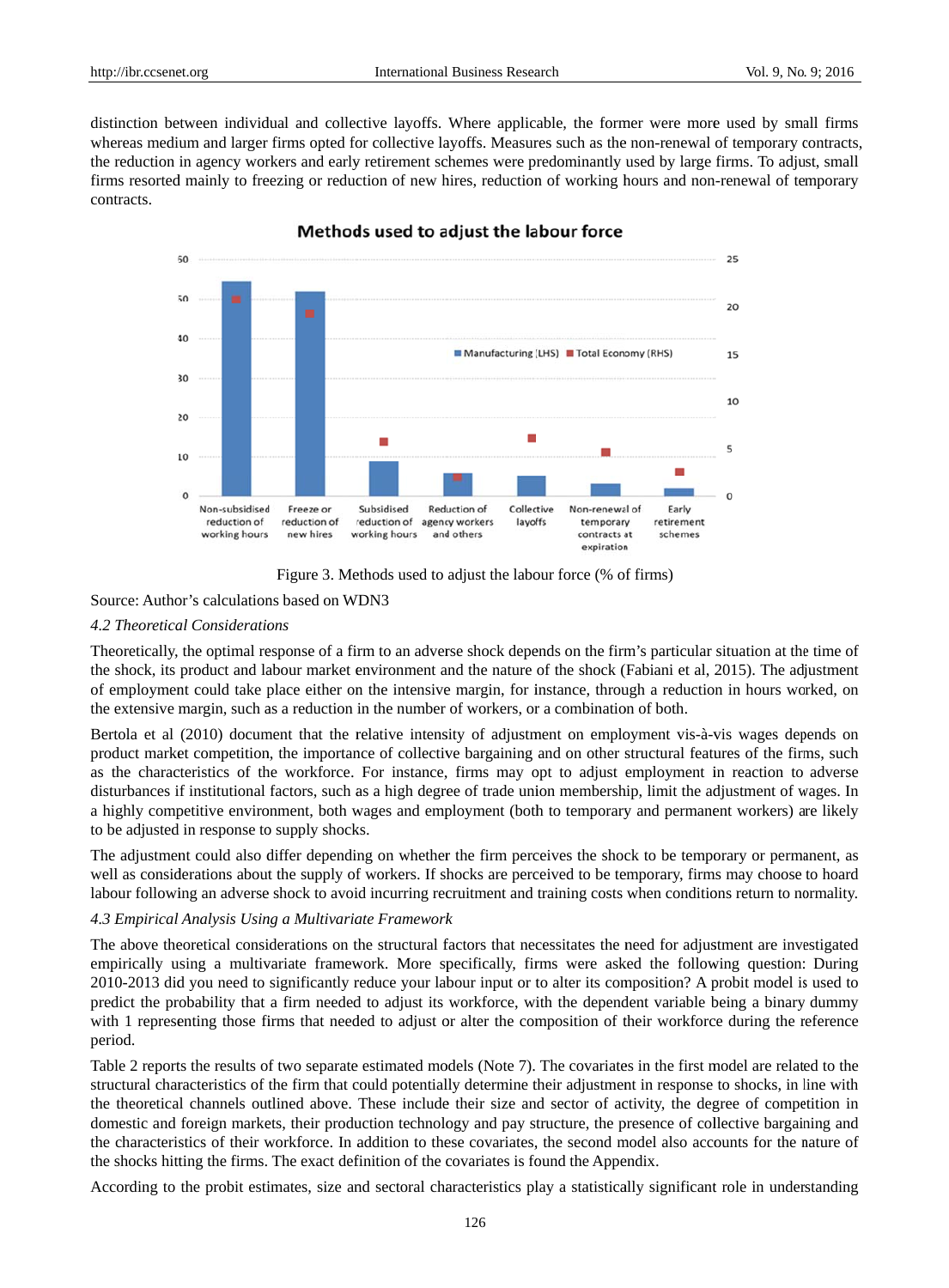distinction between individual and collective layoffs. Where applicable, the former were more used by small firms whereas medium and larger firms opted for collective layoffs. Measures such as the non-renewal of temporary contracts, the reduction in agency workers and early retirement schemes were predominantly used by large firms. To adjust, small firms resorted mainly to freezing or reduction of new hires, reduction of working hours and non-renewal of temporary contracts.

Figure 3. Methods used to adjust the labour force (% of firms)

Source: Author's calculations based on WDN3

*4.2 Theoretical Considerations*

Theoretically, the optimal response of a firm to an adverse shock depends on the firm's particular situation at the time of the shock, its product and labour market environment and the nature of the shock (Fabiani et al, 2015). The adjustment of employment could take place either on the intensive margin, for instance, through a reduction in hours worked, on the extensive margin, such as a reduction in the number of workers, or a combination of both.

Bertola et al (2010) document that the relative intensity of adjustment on employment vis-à-vis wages depends on product market competition, the importance of collective bargaining and on other structural features of the firms, such as the characteristics of the workforce. For instance, firms may opt to adjust employment in reaction to adverse disturbances if institutional factors, such as a high degree of trade union membership, limit the adjustment of wages. In a highly competitive environment, both wages and employment (both to temporary and permanent workers) are likely to be adjusted in response to supply shocks.

The adjustment could also differ depending on whether the firm perceives the shock to be temporary or permanent, as well as considerations about the supply of workers. If shocks are perceived to be temporary, firms may choose to hoard labour following an adverse shock to avoid incurring recruitment and training costs when conditions return to normality.

*4.3 Empirical Analysis Using a Multivariate Framework*

The above theoretical considerations on the structural factors that necessitates the need for adjustment are investigated empirically using a multivariate framework. More specifically, firms were asked the following question: During 2010-2013 did you need to significantly reduce your labour input or to alter its composition? A probit model is used to predict the probability that a firm needed to adjust its workforce, with the dependent variable being a binary dummy with 1 representing those firms that needed to adjust or alter the composition of their workforce during the reference period.

Table 2 reports the results of two separate estimated models (Note 7). The covariates in the first model are related to the structural characteristics of the firm that could potentially determine their adjustment in response to shocks, in line with the theoretical channels outlined above. These include their size and sector of activity, the degree of competition in domestic and foreign markets, their production technology and pay structure, the presence of collective bargaining and the characteristics of their workforce. In addition to these covariates, the second model also accounts for the nature of the shocks hitting the firms. The exact definition of the covariates is found the Appendix.

According to the probit estimates, size and sectoral characteristics play a statistically significant role in understanding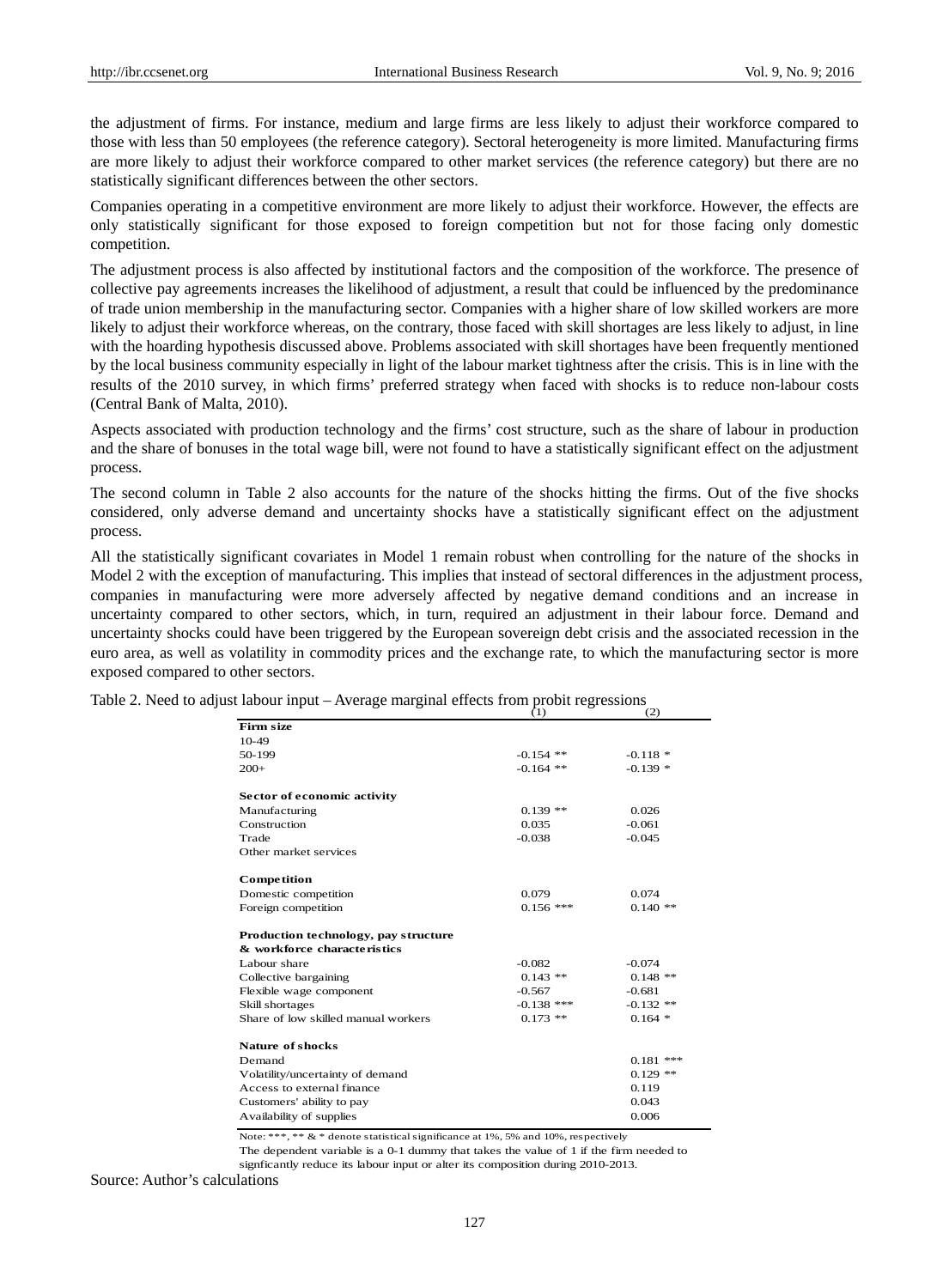the adjustment of firms. For instance, medium and large firms are less likely to adjust their workforce compared to those with less than 50 employees (the reference category). Sectoral heterogeneity is more limited. Manufacturing firms are more likely to adjust their workforce compared to other market services (the reference category) but there are no statistically significant differences between the other sectors.

Companies operating in a competitive environment are more likely to adjust their workforce. However, the effects are only statistically significant for those exposed to foreign competition but not for those facing only domestic competition.

The adjustment process is also affected by institutional factors and the composition of the workforce. The presence of collective pay agreements increases the likelihood of adjustment, a result that could be influenced by the predominance of trade union membership in the manufacturing sector. Companies with a higher share of low skilled workers are more likely to adjust their workforce whereas, on the contrary, those faced with skill shortages are less likely to adjust, in line with the hoarding hypothesis discussed above. Problems associated with skill shortages have been frequently mentioned by the local business community especially in light of the labour market tightness after the crisis. This is in line with the results of the 2010 survey, in which firms' preferred strategy when faced with shocks is to reduce non-labour costs (Central Bank of Malta, 2010).

Aspects associated with production technology and the firms' cost structure, such as the share of labour in production and the share of bonuses in the total wage bill, were not found to have a statistically significant effect on the adjustment process.

The second column in Table 2 also accounts for the nature of the shocks hitting the firms. Out of the five shocks considered, only adverse demand and uncertainty shocks have a statistically significant effect on the adjustment process.

All the statistically significant covariates in Model 1 remain robust when controlling for the nature of the shocks in Model 2 with the exception of manufacturing. This implies that instead of sectoral differences in the adjustment process, companies in manufacturing were more adversely affected by negative demand conditions and an increase in uncertainty compared to other sectors, which, in turn, required an adjustment in their labour force. Demand and uncertainty shocks could have been triggered by the European sovereign debt crisis and the associated recession in the euro area, as well as volatility in commodity prices and the exchange rate, to which the manufacturing sector is more exposed compared to other sectors.

Table 2. Need to adjust labour input – Average marginal effects from probit regressions

| | (1) | (2) |
|---|---|---|
| **Firm size** | | |
| 10-49 | | |
| 50-199 | -0.154 ** | -0.118 * |
| 200+ | -0.164 ** | -0.139 * |
| **Sector of economic activity** | | |
| Manufacturing | 0.139 ** | 0.026 |
| Construction | 0.035 | -0.061 |
| Trade | -0.038 | -0.045 |
| Other market services | | |
| **Competition** | | |
| Domestic competition | 0.079 | 0.074 |
| Foreign competition | 0.156 *** | 0.140 ** |
| **Production technology, pay structure & workforce characteristics** | | |
| Labour share | -0.082 | -0.074 |
| Collective bargaining | 0.143 ** | 0.148 ** |
| Flexible wage component | -0.567 | -0.681 |
| Skill shortages | -0.138 *** | -0.132 ** |
| Share of low skilled manual workers | 0.173 ** | 0.164 * |
| **Nature of shocks** | | |
| Demand | | 0.181 *** |
| Volatility/uncertainty of demand | | 0.129 ** |
| Access to external finance | | 0.119 |
| Customers' ability to pay | | 0.043 |
| Availability of supplies | | 0.006 |

Note: ***, ** & * denote statistical significance at 1%, 5% and 10%, respectively

The dependent variable is a 0-1 dummy that takes the value of 1 if the firm needed to signficantly reduce its labour input or alter its composition during 2010-2013.

Source: Author's calculations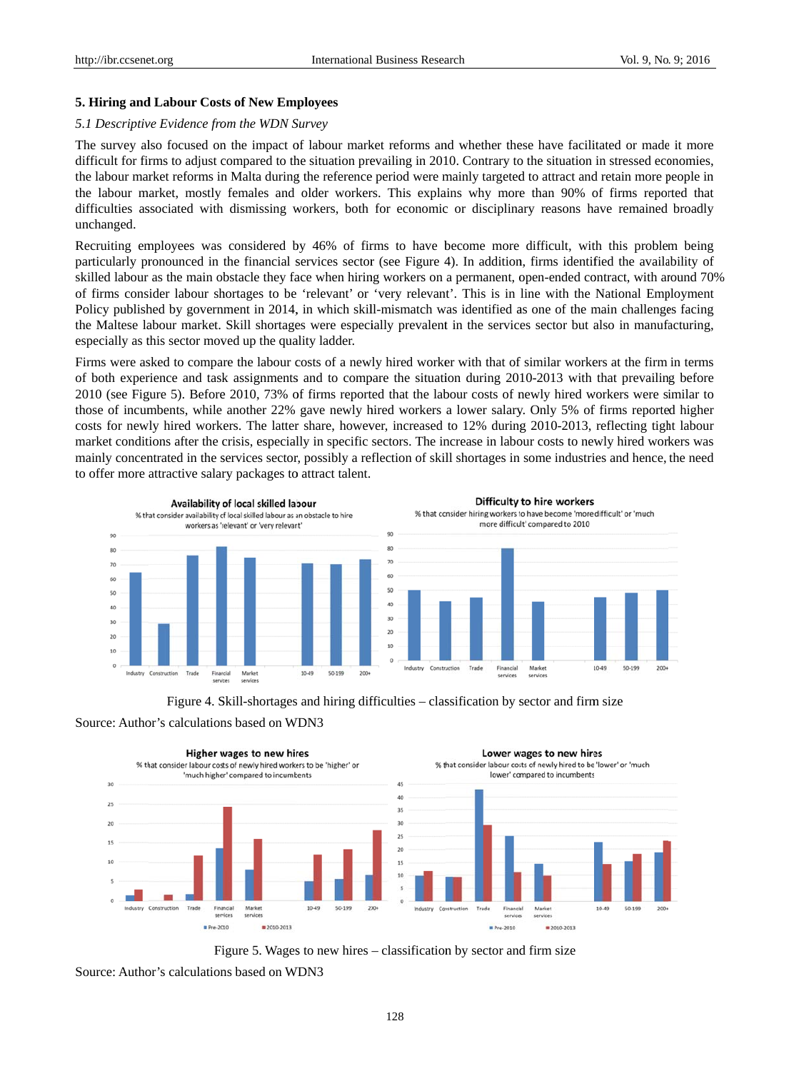## 5. Hiring and Labour Costs of New Employees

### *5.1 Descriptive Evidence from the WDN Survey*

The survey also focused on the impact of labour market reforms and whether these have facilitated or made it more difficult for firms to adjust compared to the situation prevailing in 2010. Contrary to the situation in stressed economies, the labour market reforms in Malta during the reference period were mainly targeted to attract and retain more people in the labour market, mostly females and older workers. This explains why more than 90% of firms reported that difficulties associated with dismissing workers, both for economic or disciplinary reasons have remained broadly unchanged.

Recruiting employees was considered by 46% of firms to have become more difficult, with this problem being particularly pronounced in the financial services sector (see Figure 4). In addition, firms identified the availability of skilled labour as the main obstacle they face when hiring workers on a permanent, open-ended contract, with around 70% of firms consider labour shortages to be 'relevant' or 'very relevant'. This is in line with the National Employment Policy published by government in 2014, in which skill-mismatch was identified as one of the main challenges facing the Maltese labour market. Skill shortages were especially prevalent in the services sector but also in manufacturing, especially as this sector moved up the quality ladder.

Firms were asked to compare the labour costs of a newly hired worker with that of similar workers at the firm in terms of both experience and task assignments and to compare the situation during 2010-2013 with that prevailing before 2010 (see Figure 5). Before 2010, 73% of firms reported that the labour costs of newly hired workers were similar to those of incumbents, while another 22% gave newly hired workers a lower salary. Only 5% of firms reported higher costs for newly hired workers. The latter share, however, increased to 12% during 2010-2013, reflecting tight labour market conditions after the crisis, especially in specific sectors. The increase in labour costs to newly hired workers was mainly concentrated in the services sector, possibly a reflection of skill shortages in some industries and hence, the need to offer more attractive salary packages to attract talent.

Figure 4. Skill-shortages and hiring difficulties – classification by sector and firm size

Source: Author's calculations based on WDN3

Figure 5. Wages to new hires – classification by sector and firm size

Source: Author's calculations based on WDN3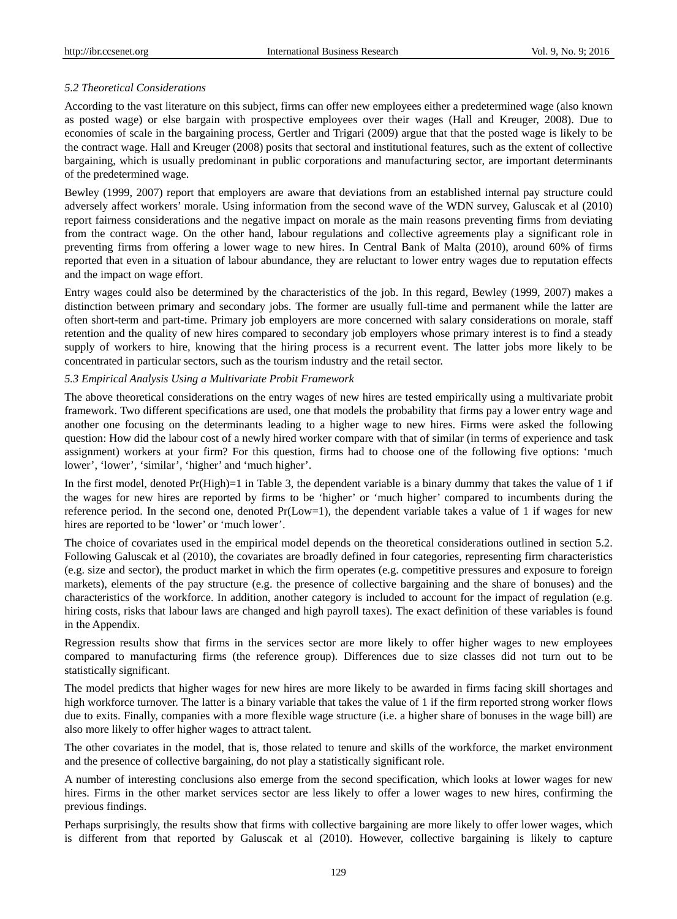### *5.2 Theoretical Considerations*

According to the vast literature on this subject, firms can offer new employees either a predetermined wage (also known as posted wage) or else bargain with prospective employees over their wages (Hall and Kreuger, 2008). Due to economies of scale in the bargaining process, Gertler and Trigari (2009) argue that that the posted wage is likely to be the contract wage. Hall and Kreuger (2008) posits that sectoral and institutional features, such as the extent of collective bargaining, which is usually predominant in public corporations and manufacturing sector, are important determinants of the predetermined wage.

Bewley (1999, 2007) report that employers are aware that deviations from an established internal pay structure could adversely affect workers' morale. Using information from the second wave of the WDN survey, Galuscak et al (2010) report fairness considerations and the negative impact on morale as the main reasons preventing firms from deviating from the contract wage. On the other hand, labour regulations and collective agreements play a significant role in preventing firms from offering a lower wage to new hires. In Central Bank of Malta (2010), around 60% of firms reported that even in a situation of labour abundance, they are reluctant to lower entry wages due to reputation effects and the impact on wage effort.

Entry wages could also be determined by the characteristics of the job. In this regard, Bewley (1999, 2007) makes a distinction between primary and secondary jobs. The former are usually full-time and permanent while the latter are often short-term and part-time. Primary job employers are more concerned with salary considerations on morale, staff retention and the quality of new hires compared to secondary job employers whose primary interest is to find a steady supply of workers to hire, knowing that the hiring process is a recurrent event. The latter jobs more likely to be concentrated in particular sectors, such as the tourism industry and the retail sector.

### *5.3 Empirical Analysis Using a Multivariate Probit Framework*

The above theoretical considerations on the entry wages of new hires are tested empirically using a multivariate probit framework. Two different specifications are used, one that models the probability that firms pay a lower entry wage and another one focusing on the determinants leading to a higher wage to new hires. Firms were asked the following question: How did the labour cost of a newly hired worker compare with that of similar (in terms of experience and task assignment) workers at your firm? For this question, firms had to choose one of the following five options: 'much lower', 'lower', 'similar', 'higher' and 'much higher'.

In the first model, denoted Pr(High)=1 in Table 3, the dependent variable is a binary dummy that takes the value of 1 if the wages for new hires are reported by firms to be 'higher' or 'much higher' compared to incumbents during the reference period. In the second one, denoted Pr(Low=1), the dependent variable takes a value of 1 if wages for new hires are reported to be 'lower' or 'much lower'.

The choice of covariates used in the empirical model depends on the theoretical considerations outlined in section 5.2. Following Galuscak et al (2010), the covariates are broadly defined in four categories, representing firm characteristics (e.g. size and sector), the product market in which the firm operates (e.g. competitive pressures and exposure to foreign markets), elements of the pay structure (e.g. the presence of collective bargaining and the share of bonuses) and the characteristics of the workforce. In addition, another category is included to account for the impact of regulation (e.g. hiring costs, risks that labour laws are changed and high payroll taxes). The exact definition of these variables is found in the Appendix.

Regression results show that firms in the services sector are more likely to offer higher wages to new employees compared to manufacturing firms (the reference group). Differences due to size classes did not turn out to be statistically significant.

The model predicts that higher wages for new hires are more likely to be awarded in firms facing skill shortages and high workforce turnover. The latter is a binary variable that takes the value of 1 if the firm reported strong worker flows due to exits. Finally, companies with a more flexible wage structure (i.e. a higher share of bonuses in the wage bill) are also more likely to offer higher wages to attract talent.

The other covariates in the model, that is, those related to tenure and skills of the workforce, the market environment and the presence of collective bargaining, do not play a statistically significant role.

A number of interesting conclusions also emerge from the second specification, which looks at lower wages for new hires. Firms in the other market services sector are less likely to offer a lower wages to new hires, confirming the previous findings.

Perhaps surprisingly, the results show that firms with collective bargaining are more likely to offer lower wages, which is different from that reported by Galuscak et al (2010). However, collective bargaining is likely to capture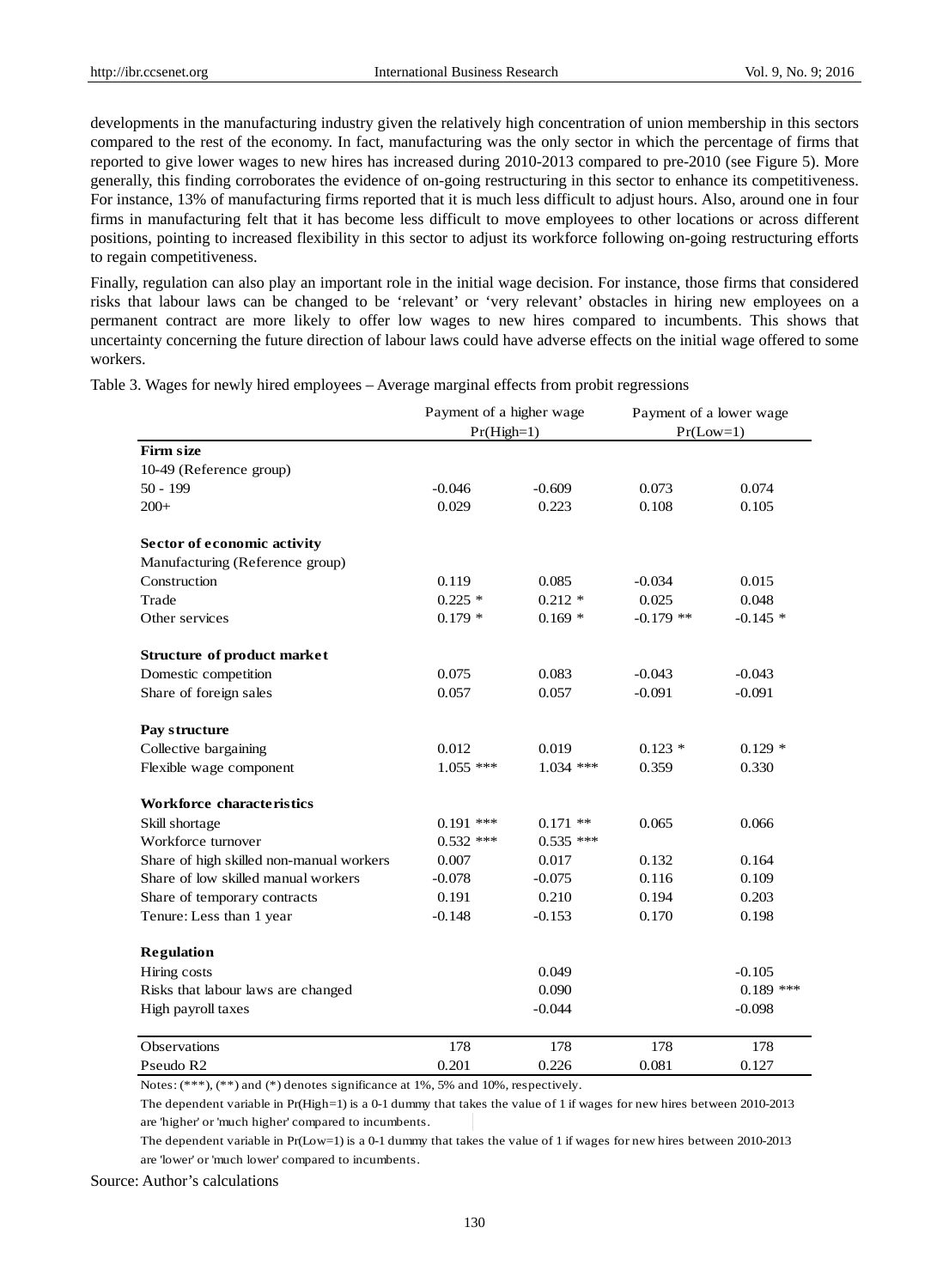developments in the manufacturing industry given the relatively high concentration of union membership in this sectors compared to the rest of the economy. In fact, manufacturing was the only sector in which the percentage of firms that reported to give lower wages to new hires has increased during 2010-2013 compared to pre-2010 (see Figure 5). More generally, this finding corroborates the evidence of on-going restructuring in this sector to enhance its competitiveness. For instance, 13% of manufacturing firms reported that it is much less difficult to adjust hours. Also, around one in four firms in manufacturing felt that it has become less difficult to move employees to other locations or across different positions, pointing to increased flexibility in this sector to adjust its workforce following on-going restructuring efforts to regain competitiveness.

Finally, regulation can also play an important role in the initial wage decision. For instance, those firms that considered risks that labour laws can be changed to be 'relevant' or 'very relevant' obstacles in hiring new employees on a permanent contract are more likely to offer low wages to new hires compared to incumbents. This shows that uncertainty concerning the future direction of labour laws could have adverse effects on the initial wage offered to some workers.

Table 3. Wages for newly hired employees – Average marginal effects from probit regressions

| | Payment of a higher wage Pr(High=1) | | Payment of a lower wage Pr(Low=1) | |
|---|---|---|---|---|
| **Firm size** | | | | |
| 10-49 (Reference group) | | | | |
| 50 - 199 | -0.046 | -0.609 | 0.073 | 0.074 |
| 200+ | 0.029 | 0.223 | 0.108 | 0.105 |
| **Sector of economic activity** | | | | |
| Manufacturing (Reference group) | | | | |
| Construction | 0.119 | 0.085 | -0.034 | 0.015 |
| Trade | 0.225 * | 0.212 * | 0.025 | 0.048 |
| Other services | 0.179 * | 0.169 * | -0.179 ** | -0.145 * |
| **Structure of product market** | | | | |
| Domestic competition | 0.075 | 0.083 | -0.043 | -0.043 |
| Share of foreign sales | 0.057 | 0.057 | -0.091 | -0.091 |
| **Pay structure** | | | | |
| Collective bargaining | 0.012 | 0.019 | 0.123 * | 0.129 * |
| Flexible wage component | 1.055 *** | 1.034 *** | 0.359 | 0.330 |
| **Workforce characteristics** | | | | |
| Skill shortage | 0.191 *** | 0.171 ** | 0.065 | 0.066 |
| Workforce turnover | 0.532 *** | 0.535 *** | | |
| Share of high skilled non-manual workers | 0.007 | 0.017 | 0.132 | 0.164 |
| Share of low skilled manual workers | -0.078 | -0.075 | 0.116 | 0.109 |
| Share of temporary contracts | 0.191 | 0.210 | 0.194 | 0.203 |
| Tenure: Less than 1 year | -0.148 | -0.153 | 0.170 | 0.198 |
| **Regulation** | | | | |
| Hiring costs | | 0.049 | | -0.105 |
| Risks that labour laws are changed | | 0.090 | | 0.189 *** |
| High payroll taxes | | -0.044 | | -0.098 |
| Observations | 178 | 178 | 178 | 178 |
| Pseudo R2 | 0.201 | 0.226 | 0.081 | 0.127 |

Notes: (***), (**) and (*) denotes significance at 1%, 5% and 10%, respectively.

The dependent variable in Pr(High=1) is a 0-1 dummy that takes the value of 1 if wages for new hires between 2010-2013 are 'higher' or 'much higher' compared to incumbents.

The dependent variable in Pr(Low=1) is a 0-1 dummy that takes the value of 1 if wages for new hires between 2010-2013 are 'lower' or 'much lower' compared to incumbents.

Source: Author's calculations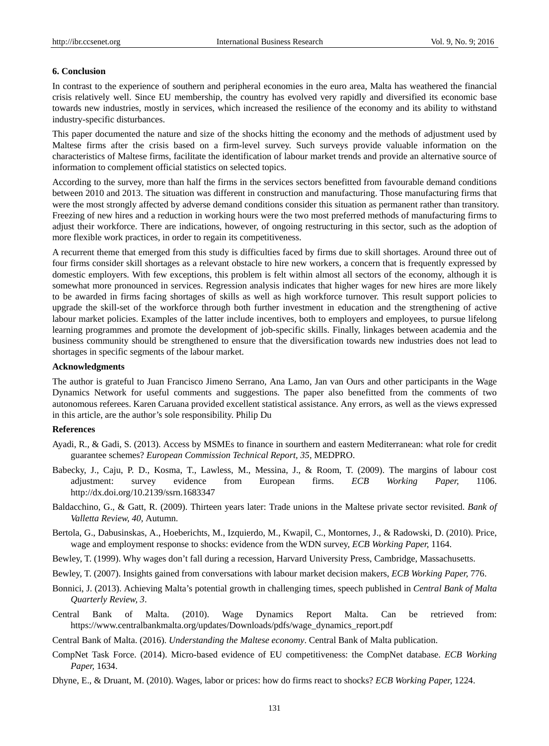### 6. Conclusion

In contrast to the experience of southern and peripheral economies in the euro area, Malta has weathered the financial crisis relatively well. Since EU membership, the country has evolved very rapidly and diversified its economic base towards new industries, mostly in services, which increased the resilience of the economy and its ability to withstand industry-specific disturbances.

This paper documented the nature and size of the shocks hitting the economy and the methods of adjustment used by Maltese firms after the crisis based on a firm-level survey. Such surveys provide valuable information on the characteristics of Maltese firms, facilitate the identification of labour market trends and provide an alternative source of information to complement official statistics on selected topics.

According to the survey, more than half the firms in the services sectors benefitted from favourable demand conditions between 2010 and 2013. The situation was different in construction and manufacturing. Those manufacturing firms that were the most strongly affected by adverse demand conditions consider this situation as permanent rather than transitory. Freezing of new hires and a reduction in working hours were the two most preferred methods of manufacturing firms to adjust their workforce. There are indications, however, of ongoing restructuring in this sector, such as the adoption of more flexible work practices, in order to regain its competitiveness.

A recurrent theme that emerged from this study is difficulties faced by firms due to skill shortages. Around three out of four firms consider skill shortages as a relevant obstacle to hire new workers, a concern that is frequently expressed by domestic employers. With few exceptions, this problem is felt within almost all sectors of the economy, although it is somewhat more pronounced in services. Regression analysis indicates that higher wages for new hires are more likely to be awarded in firms facing shortages of skills as well as high workforce turnover. This result support policies to upgrade the skill-set of the workforce through both further investment in education and the strengthening of active labour market policies. Examples of the latter include incentives, both to employers and employees, to pursue lifelong learning programmes and promote the development of job-specific skills. Finally, linkages between academia and the business community should be strengthened to ensure that the diversification towards new industries does not lead to shortages in specific segments of the labour market.

### Acknowledgments

The author is grateful to Juan Francisco Jimeno Serrano, Ana Lamo, Jan van Ours and other participants in the Wage Dynamics Network for useful comments and suggestions. The paper also benefitted from the comments of two autonomous referees. Karen Caruana provided excellent statistical assistance. Any errors, as well as the views expressed in this article, are the author's sole responsibility. Philip Du

### References

Ayadi, R., & Gadi, S. (2013). Access by MSMEs to finance in sourthern and eastern Mediterranean: what role for credit guarantee schemes? *European Commission Technical Report, 35*, MEDPRO.

Babecky, J., Caju, P. D., Kosma, T., Lawless, M., Messina, J., & Room, T. (2009). The margins of labour cost adjustment: survey evidence from European firms. *ECB Working Paper,* 1106. http://dx.doi.org/10.2139/ssrn.1683347

Baldacchino, G., & Gatt, R. (2009). Thirteen years later: Trade unions in the Maltese private sector revisited. *Bank of Valletta Review, 40*, Autumn.

Bertola, G., Dabusinskas, A., Hoeberichts, M., Izquierdo, M., Kwapil, C., Montornes, J., & Radowski, D. (2010). Price, wage and employment response to shocks: evidence from the WDN survey, *ECB Working Paper,* 1164.

Bewley, T. (1999). Why wages don't fall during a recession, Harvard University Press, Cambridge, Massachusetts.

Bewley, T. (2007). Insights gained from conversations with labour market decision makers, *ECB Working Paper,* 776.

Bonnici, J. (2013). Achieving Malta's potential growth in challenging times, speech published in *Central Bank of Malta Quarterly Review, 3*.

Central Bank of Malta. (2010). Wage Dynamics Report Malta. Can be retrieved from: https://www.centralbankmalta.org/updates/Downloads/pdfs/wage_dynamics_report.pdf

Central Bank of Malta. (2016). *Understanding the Maltese economy*. Central Bank of Malta publication.

CompNet Task Force. (2014). Micro-based evidence of EU competitiveness: the CompNet database. *ECB Working Paper,* 1634.

Dhyne, E., & Druant, M. (2010). Wages, labor or prices: how do firms react to shocks? *ECB Working Paper,* 1224.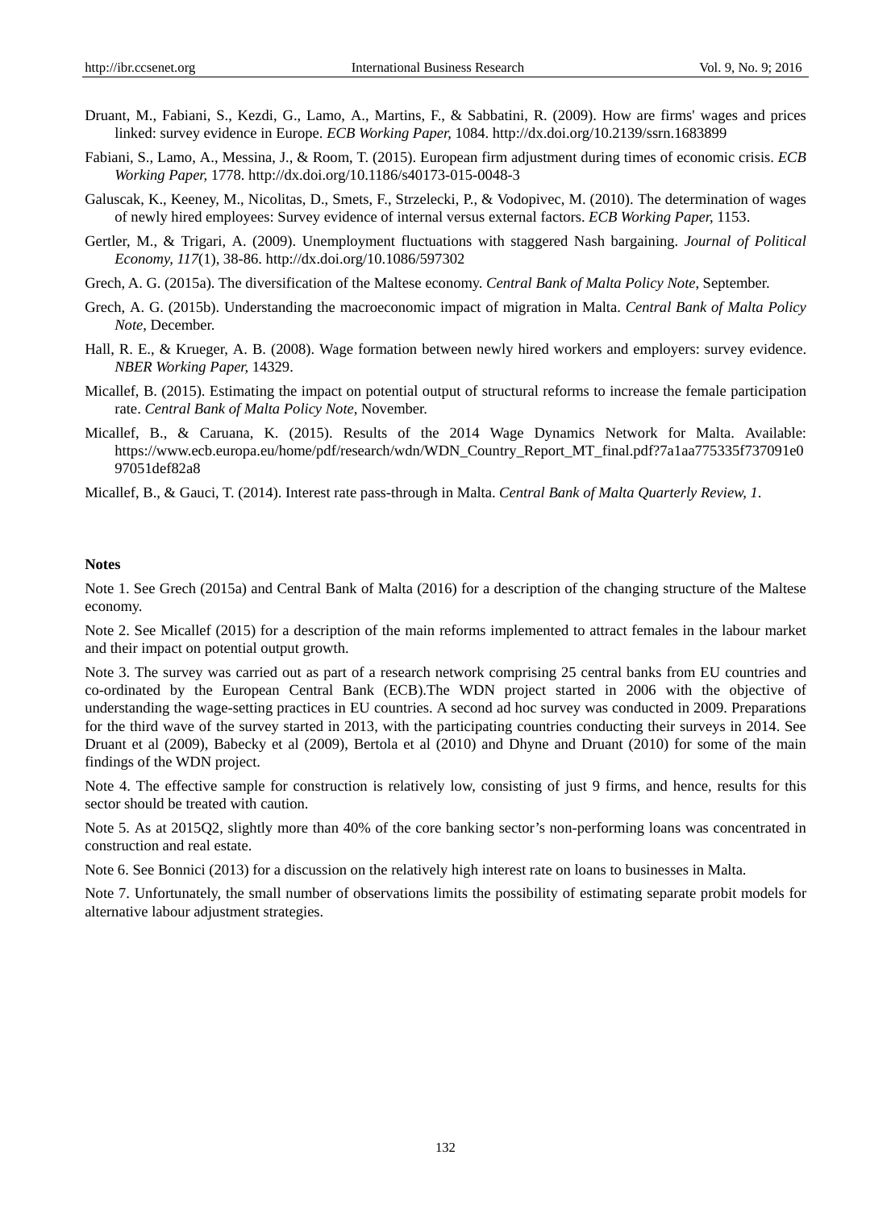Druant, M., Fabiani, S., Kezdi, G., Lamo, A., Martins, F., & Sabbatini, R. (2009). How are firms' wages and prices linked: survey evidence in Europe. *ECB Working Paper,* 1084. http://dx.doi.org/10.2139/ssrn.1683899

Fabiani, S., Lamo, A., Messina, J., & Room, T. (2015). European firm adjustment during times of economic crisis. *ECB Working Paper,* 1778. http://dx.doi.org/10.1186/s40173-015-0048-3

Galuscak, K., Keeney, M., Nicolitas, D., Smets, F., Strzelecki, P., & Vodopivec, M. (2010). The determination of wages of newly hired employees: Survey evidence of internal versus external factors. *ECB Working Paper,* 1153.

Gertler, M., & Trigari, A. (2009). Unemployment fluctuations with staggered Nash bargaining. *Journal of Political Economy, 117*(1), 38-86. http://dx.doi.org/10.1086/597302

Grech, A. G. (2015a). The diversification of the Maltese economy. *Central Bank of Malta Policy Note*, September.

Grech, A. G. (2015b). Understanding the macroeconomic impact of migration in Malta. *Central Bank of Malta Policy Note*, December.

Hall, R. E., & Krueger, A. B. (2008). Wage formation between newly hired workers and employers: survey evidence. *NBER Working Paper,* 14329.

Micallef, B. (2015). Estimating the impact on potential output of structural reforms to increase the female participation rate. *Central Bank of Malta Policy Note*, November.

Micallef, B., & Caruana, K. (2015). Results of the 2014 Wage Dynamics Network for Malta. Available: https://www.ecb.europa.eu/home/pdf/research/wdn/WDN_Country_Report_MT_final.pdf?7a1aa775335f737091e097051def82a8

Micallef, B., & Gauci, T. (2014). Interest rate pass-through in Malta. *Central Bank of Malta Quarterly Review, 1*.

**Notes**

Note 1. See Grech (2015a) and Central Bank of Malta (2016) for a description of the changing structure of the Maltese economy.

Note 2. See Micallef (2015) for a description of the main reforms implemented to attract females in the labour market and their impact on potential output growth.

Note 3. The survey was carried out as part of a research network comprising 25 central banks from EU countries and co-ordinated by the European Central Bank (ECB).The WDN project started in 2006 with the objective of understanding the wage-setting practices in EU countries. A second ad hoc survey was conducted in 2009. Preparations for the third wave of the survey started in 2013, with the participating countries conducting their surveys in 2014. See Druant et al (2009), Babecky et al (2009), Bertola et al (2010) and Dhyne and Druant (2010) for some of the main findings of the WDN project.

Note 4. The effective sample for construction is relatively low, consisting of just 9 firms, and hence, results for this sector should be treated with caution.

Note 5. As at 2015Q2, slightly more than 40% of the core banking sector's non-performing loans was concentrated in construction and real estate.

Note 6. See Bonnici (2013) for a discussion on the relatively high interest rate on loans to businesses in Malta.

Note 7. Unfortunately, the small number of observations limits the possibility of estimating separate probit models for alternative labour adjustment strategies.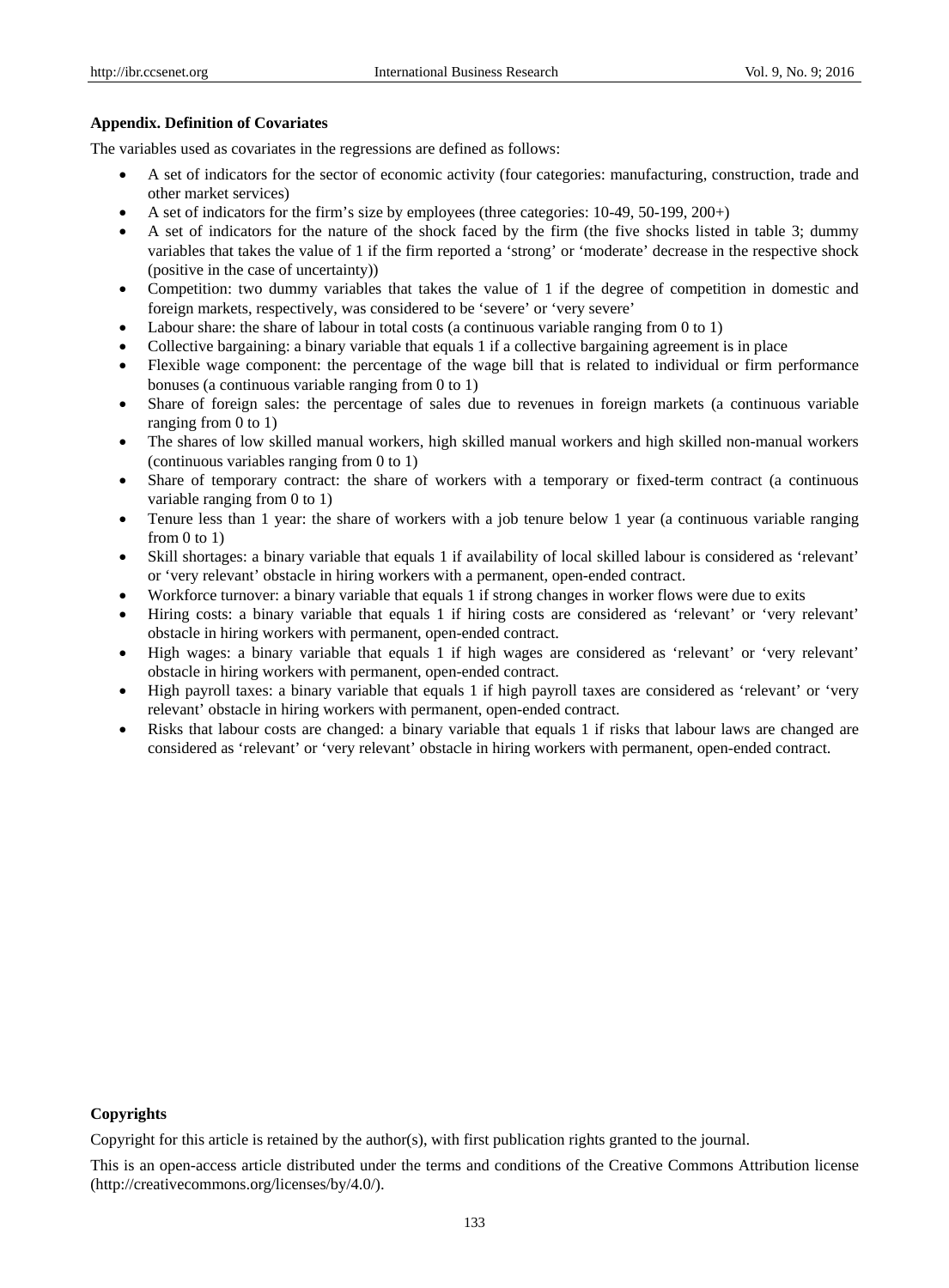**Appendix. Definition of Covariates**

The variables used as covariates in the regressions are defined as follows:

- A set of indicators for the sector of economic activity (four categories: manufacturing, construction, trade and other market services)
- A set of indicators for the firm's size by employees (three categories: 10-49, 50-199, 200+)
- A set of indicators for the nature of the shock faced by the firm (the five shocks listed in table 3; dummy variables that takes the value of 1 if the firm reported a 'strong' or 'moderate' decrease in the respective shock (positive in the case of uncertainty))
- Competition: two dummy variables that takes the value of 1 if the degree of competition in domestic and foreign markets, respectively, was considered to be 'severe' or 'very severe'
- Labour share: the share of labour in total costs (a continuous variable ranging from 0 to 1)
- Collective bargaining: a binary variable that equals 1 if a collective bargaining agreement is in place
- Flexible wage component: the percentage of the wage bill that is related to individual or firm performance bonuses (a continuous variable ranging from 0 to 1)
- Share of foreign sales: the percentage of sales due to revenues in foreign markets (a continuous variable ranging from 0 to 1)
- The shares of low skilled manual workers, high skilled manual workers and high skilled non-manual workers (continuous variables ranging from 0 to 1)
- Share of temporary contract: the share of workers with a temporary or fixed-term contract (a continuous variable ranging from 0 to 1)
- Tenure less than 1 year: the share of workers with a job tenure below 1 year (a continuous variable ranging from 0 to 1)
- Skill shortages: a binary variable that equals 1 if availability of local skilled labour is considered as 'relevant' or 'very relevant' obstacle in hiring workers with a permanent, open-ended contract.
- Workforce turnover: a binary variable that equals 1 if strong changes in worker flows were due to exits
- Hiring costs: a binary variable that equals 1 if hiring costs are considered as 'relevant' or 'very relevant' obstacle in hiring workers with permanent, open-ended contract.
- High wages: a binary variable that equals 1 if high wages are considered as 'relevant' or 'very relevant' obstacle in hiring workers with permanent, open-ended contract.
- High payroll taxes: a binary variable that equals 1 if high payroll taxes are considered as 'relevant' or 'very relevant' obstacle in hiring workers with permanent, open-ended contract.
- Risks that labour costs are changed: a binary variable that equals 1 if risks that labour laws are changed are considered as 'relevant' or 'very relevant' obstacle in hiring workers with permanent, open-ended contract.

**Copyrights**

Copyright for this article is retained by the author(s), with first publication rights granted to the journal.

This is an open-access article distributed under the terms and conditions of the Creative Commons Attribution license (http://creativecommons.org/licenses/by/4.0/).